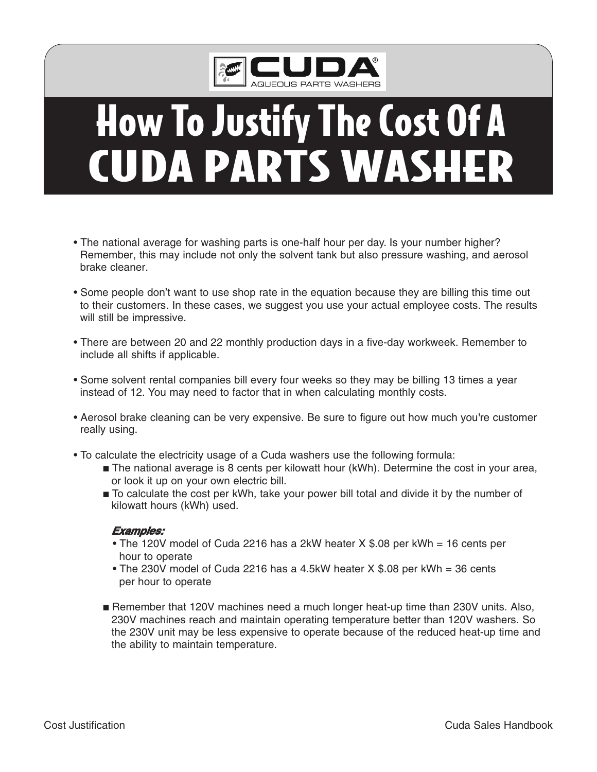# How To Justify The Cost Of A CUDA PARTS WASHER

- The national average for washing parts is one-half hour per day. Is your number higher? Remember, this may include not only the solvent tank but also pressure washing, and aerosol brake cleaner.

- Some people don't want to use shop rate in the equation because they are billing this time out to their customers. In these cases, we suggest you use your actual employee costs. The results will still be impressive.

- There are between 20 and 22 monthly production days in a five-day workweek. Remember to include all shifts if applicable.

- Some solvent rental companies bill every four weeks so they may be billing 13 times a year instead of 12. You may need to factor that in when calculating monthly costs.

- Aerosol brake cleaning can be very expensive. Be sure to figure out how much you're customer really using.

- To calculate the electricity usage of a Cuda washers use the following formula:
  - The national average is 8 cents per kilowatt hour (kWh). Determine the cost in your area, or look it up on your own electric bill.
  - To calculate the cost per kWh, take your power bill total and divide it by the number of kilowatt hours (kWh) used.

    ***Examples:***
    - The 120V model of Cuda 2216 has a 2kW heater X $.08 per kWh = 16 cents per hour to operate
    - The 230V model of Cuda 2216 has a 4.5kW heater X $.08 per kWh = 36 cents per hour to operate

  - Remember that 120V machines need a much longer heat-up time than 230V units. Also, 230V machines reach and maintain operating temperature better than 120V washers. So the 230V unit may be less expensive to operate because of the reduced heat-up time and the ability to maintain temperature.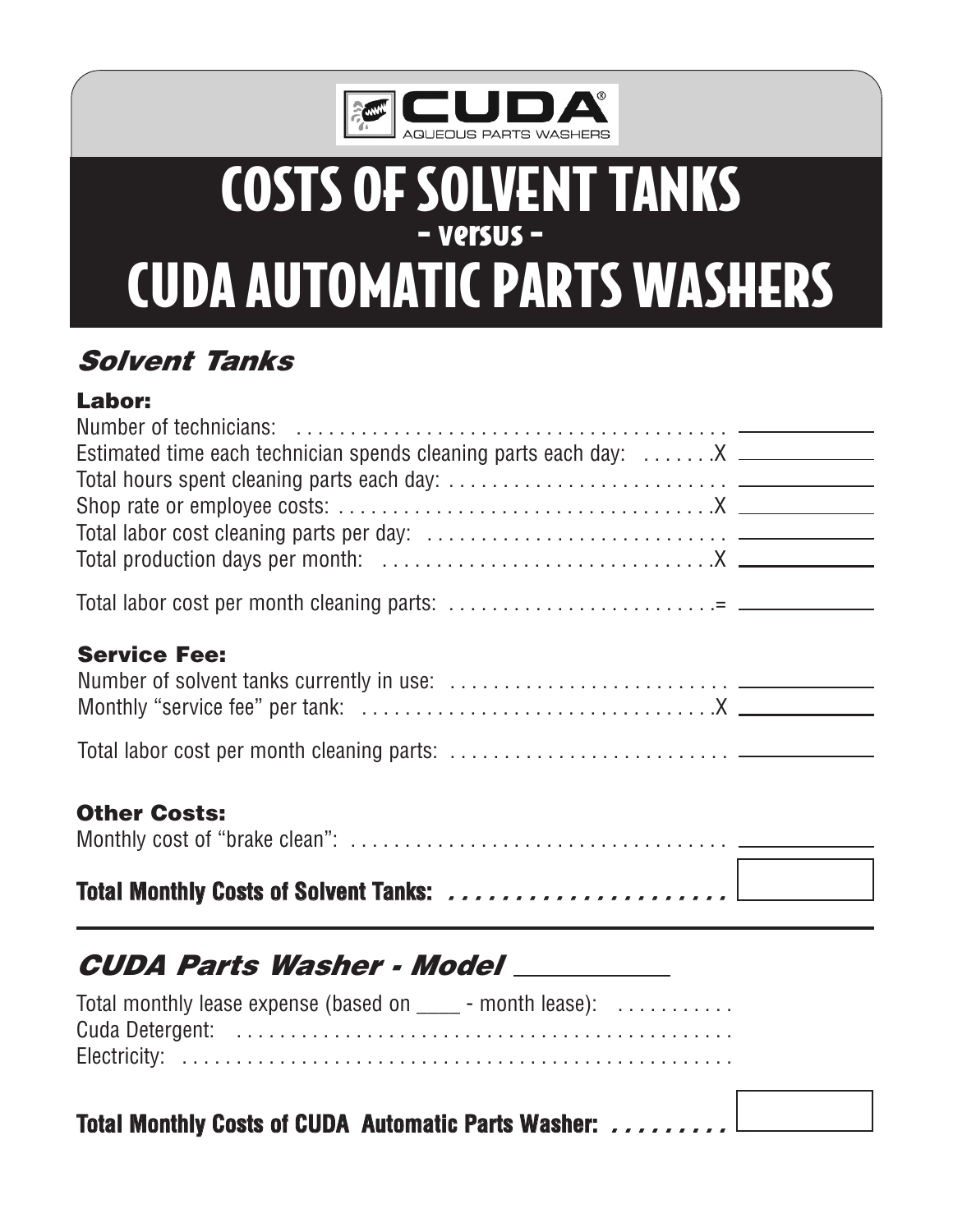CUDA® AQUEOUS PARTS WASHERS

# COSTS OF SOLVENT TANKS
## - versus -
# CUDA AUTOMATIC PARTS WASHERS

## *Solvent Tanks*

### Labor:

Number of technicians: . . . . . . . . . . . . . . . . . . . . . . . . . . . . . . . . . . . . . . . . ______________

Estimated time each technician spends cleaning parts each day: . . . . . . .X ______________

Total hours spent cleaning parts each day: . . . . . . . . . . . . . . . . . . . . . . . . . . ______________

Shop rate or employee costs: . . . . . . . . . . . . . . . . . . . . . . . . . . . . . . . . . .X ______________

Total labor cost cleaning parts per day: . . . . . . . . . . . . . . . . . . . . . . . . . . . ______________

Total production days per month: . . . . . . . . . . . . . . . . . . . . . . . . . . . . . . .X ______________

Total labor cost per month cleaning parts: . . . . . . . . . . . . . . . . . . . . . . . . .= ______________

### Service Fee:

Number of solvent tanks currently in use: . . . . . . . . . . . . . . . . . . . . . . . . . . ______________

Monthly "service fee" per tank: . . . . . . . . . . . . . . . . . . . . . . . . . . . . . . . . .X ______________

Total labor cost per month cleaning parts: . . . . . . . . . . . . . . . . . . . . . . . . . . ______________

### Other Costs:

Monthly cost of "brake clean": . . . . . . . . . . . . . . . . . . . . . . . . . . . . . . . . . . . ______________

**Total Monthly Costs of Solvent Tanks: . . . . . . . . . . . . . . . . . . . . .** ______________

---

## *CUDA Parts Washer - Model* __________

Total monthly lease expense (based on ____ - month lease): . . . . . . . . . . .

Cuda Detergent: . . . . . . . . . . . . . . . . . . . . . . . . . . . . . . . . . . . . . . . . . . . . .

Electricity: . . . . . . . . . . . . . . . . . . . . . . . . . . . . . . . . . . . . . . . . . . . . . . . . . .

**Total Monthly Costs of CUDA Automatic Parts Washer: . . . . . . . . .** ______________